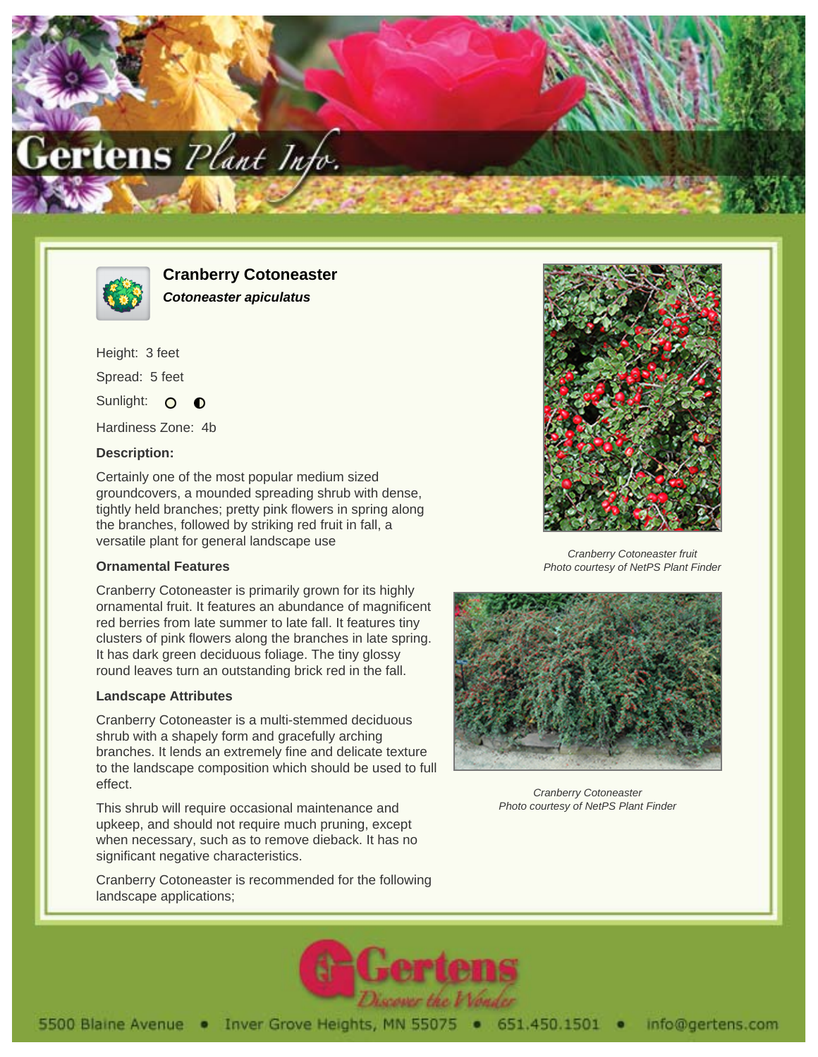# Cranberry Cotoneaster

***Cotoneaster apiculatus***

Height: 3 feet

Spread: 5 feet

Sunlight: ○ ◐

Hardiness Zone: 4b

### Description:

Certainly one of the most popular medium sized groundcovers, a mounded spreading shrub with dense, tightly held branches; pretty pink flowers in spring along the branches, followed by striking red fruit in fall, a versatile plant for general landscape use

### Ornamental Features

Cranberry Cotoneaster is primarily grown for its highly ornamental fruit. It features an abundance of magnificent red berries from late summer to late fall. It features tiny clusters of pink flowers along the branches in late spring. It has dark green deciduous foliage. The tiny glossy round leaves turn an outstanding brick red in the fall.

### Landscape Attributes

Cranberry Cotoneaster is a multi-stemmed deciduous shrub with a shapely form and gracefully arching branches. It lends an extremely fine and delicate texture to the landscape composition which should be used to full effect.

This shrub will require occasional maintenance and upkeep, and should not require much pruning, except when necessary, such as to remove dieback. It has no significant negative characteristics.

Cranberry Cotoneaster is recommended for the following landscape applications;

*Cranberry Cotoneaster fruit*
*Photo courtesy of NetPS Plant Finder*

*Cranberry Cotoneaster*
*Photo courtesy of NetPS Plant Finder*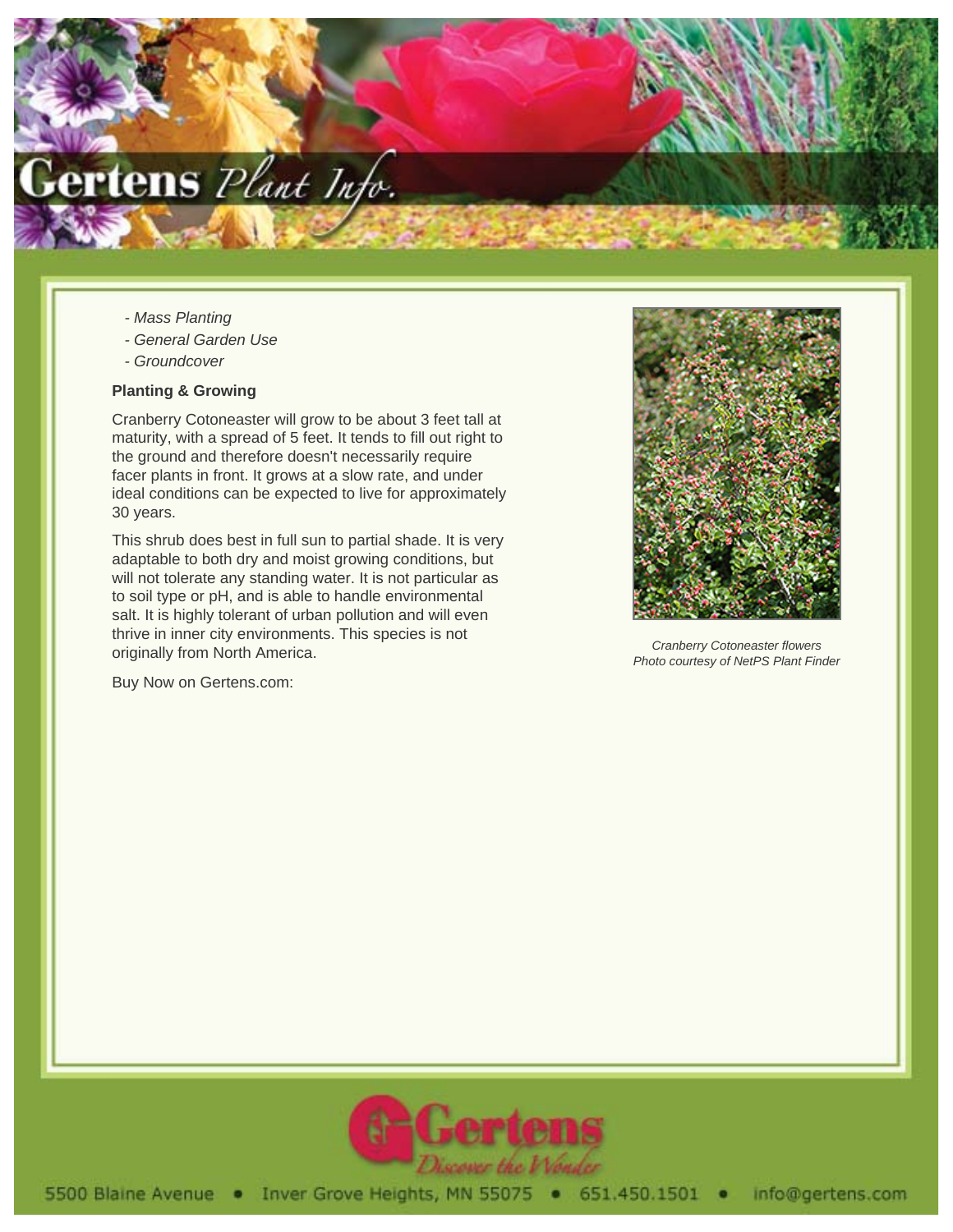- *Mass Planting*
- *General Garden Use*
- *Groundcover*

**Planting & Growing**

Cranberry Cotoneaster will grow to be about 3 feet tall at maturity, with a spread of 5 feet. It tends to fill out right to the ground and therefore doesn't necessarily require facer plants in front. It grows at a slow rate, and under ideal conditions can be expected to live for approximately 30 years.

This shrub does best in full sun to partial shade. It is very adaptable to both dry and moist growing conditions, but will not tolerate any standing water. It is not particular as to soil type or pH, and is able to handle environmental salt. It is highly tolerant of urban pollution and will even thrive in inner city environments. This species is not originally from North America.

Buy Now on Gertens.com:

*Cranberry Cotoneaster flowers*
*Photo courtesy of NetPS Plant Finder*

5500 Blaine Avenue • Inver Grove Heights, MN 55075 • 651.450.1501 • info@gertens.com